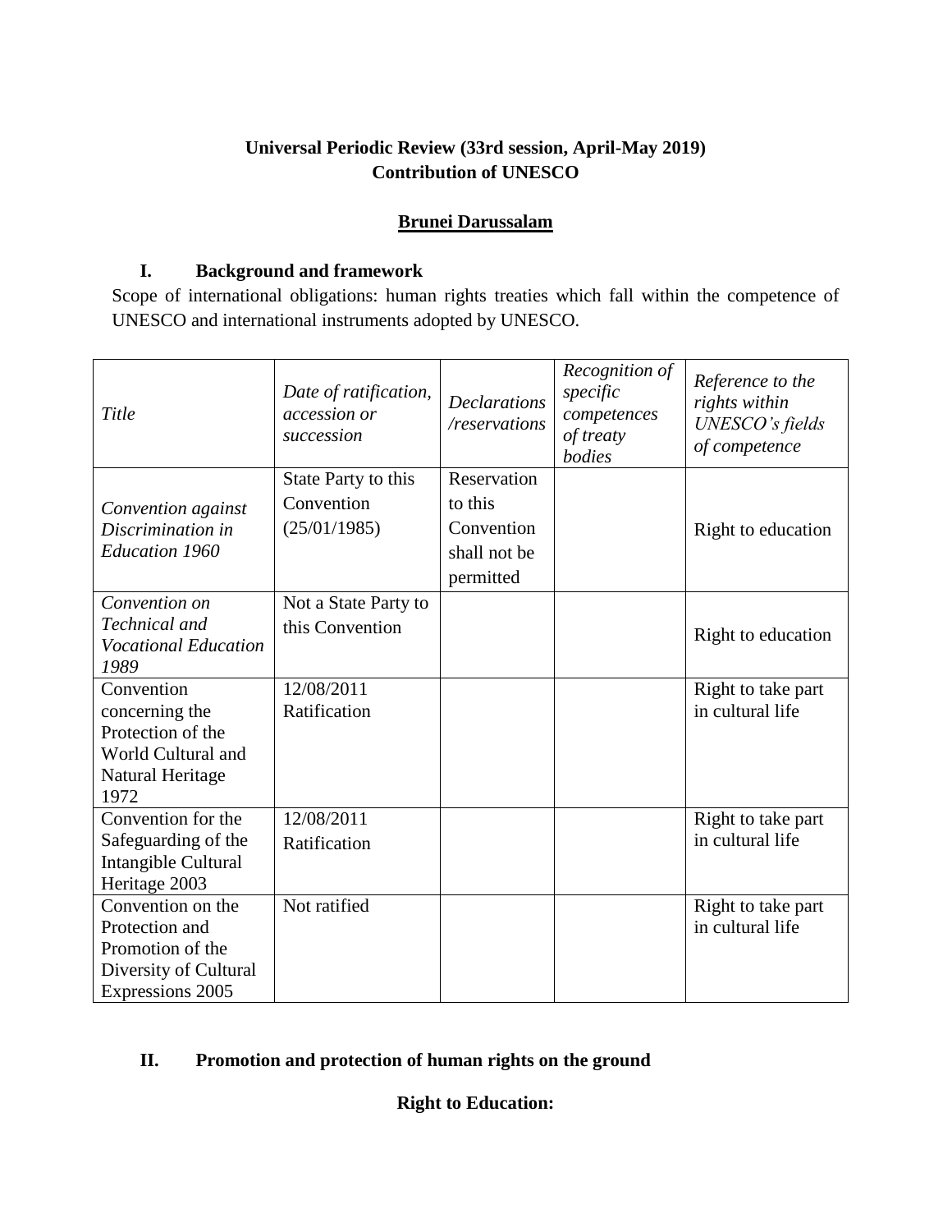**Universal Periodic Review (33rd session, April-May 2019)**
**Contribution of UNESCO**

## Brunei Darussalam

## I. Background and framework

Scope of international obligations: human rights treaties which fall within the competence of UNESCO and international instruments adopted by UNESCO.

| *Title* | *Date of ratification, accession or succession* | *Declarations /reservations* | *Recognition of specific competences of treaty bodies* | *Reference to the rights within UNESCO's fields of competence* |
|---|---|---|---|---|
| *Convention against Discrimination in Education 1960* | State Party to this Convention (25/01/1985) | Reservation to this Convention shall not be permitted | | Right to education |
| *Convention on Technical and Vocational Education 1989* | Not a State Party to this Convention | | | Right to education |
| Convention concerning the Protection of the World Cultural and Natural Heritage 1972 | 12/08/2011 Ratification | | | Right to take part in cultural life |
| Convention for the Safeguarding of the Intangible Cultural Heritage 2003 | 12/08/2011 Ratification | | | Right to take part in cultural life |
| Convention on the Protection and Promotion of the Diversity of Cultural Expressions 2005 | Not ratified | | | Right to take part in cultural life |

## II. Promotion and protection of human rights on the ground

**Right to Education:**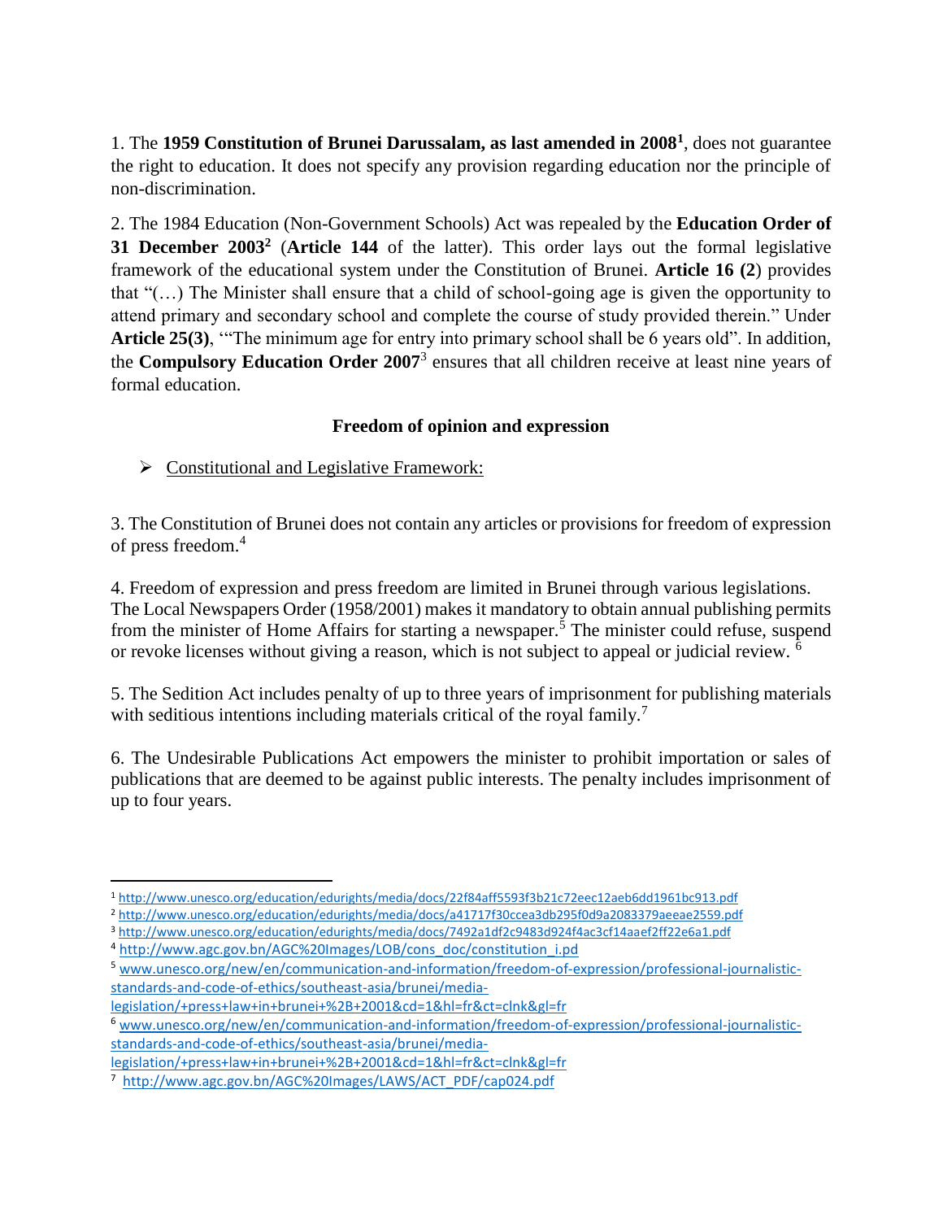1. The **1959 Constitution of Brunei Darussalam, as last amended in 2008**[1], does not guarantee the right to education. It does not specify any provision regarding education nor the principle of non-discrimination.

2. The 1984 Education (Non-Government Schools) Act was repealed by the **Education Order of 31 December 2003**[2] (**Article 144** of the latter). This order lays out the formal legislative framework of the educational system under the Constitution of Brunei. **Article 16 (2**) provides that "(…) The Minister shall ensure that a child of school-going age is given the opportunity to attend primary and secondary school and complete the course of study provided therein." Under **Article 25(3)**, '"The minimum age for entry into primary school shall be 6 years old". In addition, the **Compulsory Education Order 2007**[3] ensures that all children receive at least nine years of formal education.

### Freedom of opinion and expression

➢ Constitutional and Legislative Framework:

3. The Constitution of Brunei does not contain any articles or provisions for freedom of expression of press freedom.[4]

4. Freedom of expression and press freedom are limited in Brunei through various legislations. The Local Newspapers Order (1958/2001) makes it mandatory to obtain annual publishing permits from the minister of Home Affairs for starting a newspaper.[5] The minister could refuse, suspend or revoke licenses without giving a reason, which is not subject to appeal or judicial review. [6]

5. The Sedition Act includes penalty of up to three years of imprisonment for publishing materials with seditious intentions including materials critical of the royal family.[7]

6. The Undesirable Publications Act empowers the minister to prohibit importation or sales of publications that are deemed to be against public interests. The penalty includes imprisonment of up to four years.

---

[1] http://www.unesco.org/education/edurights/media/docs/22f84aff5593f3b21c72eec12aeb6dd1961bc913.pdf

[2] http://www.unesco.org/education/edurights/media/docs/a41717f30ccea3db295f0d9a2083379aeeae2559.pdf

[3] http://www.unesco.org/education/edurights/media/docs/7492a1df2c9483d924f4ac3cf14aaef2ff22e6a1.pdf

[4] http://www.agc.gov.bn/AGC%20Images/LOB/cons_doc/constitution_i.pd

[5] www.unesco.org/new/en/communication-and-information/freedom-of-expression/professional-journalistic-standards-and-code-of-ethics/southeast-asia/brunei/media-legislation/+press+law+in+brunei+%2B+2001&cd=1&hl=fr&ct=clnk&gl=fr

[6] www.unesco.org/new/en/communication-and-information/freedom-of-expression/professional-journalistic-standards-and-code-of-ethics/southeast-asia/brunei/media-legislation/+press+law+in+brunei+%2B+2001&cd=1&hl=fr&ct=clnk&gl=fr

[7] http://www.agc.gov.bn/AGC%20Images/LAWS/ACT_PDF/cap024.pdf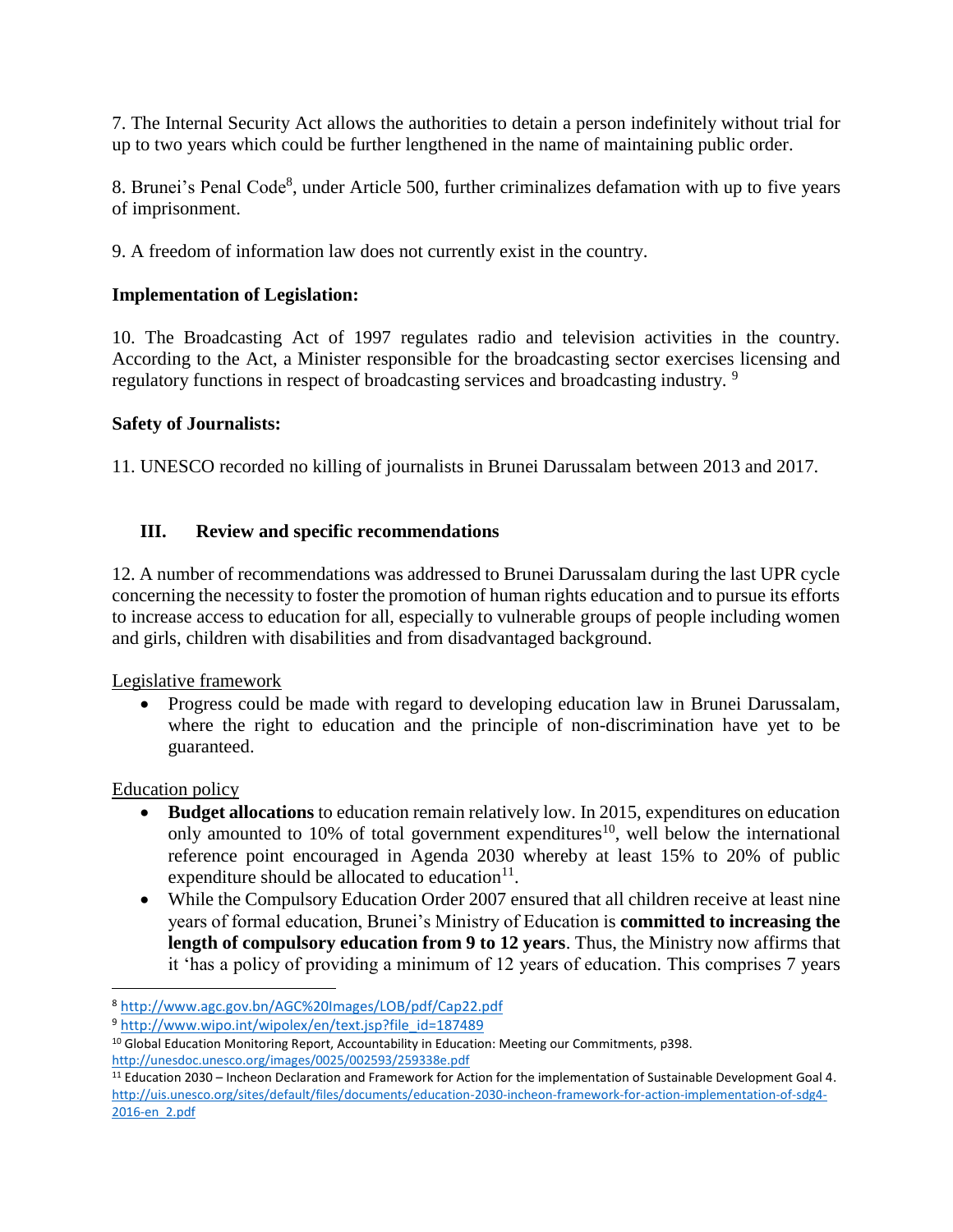7. The Internal Security Act allows the authorities to detain a person indefinitely without trial for up to two years which could be further lengthened in the name of maintaining public order.

8. Brunei's Penal Code[8], under Article 500, further criminalizes defamation with up to five years of imprisonment.

9. A freedom of information law does not currently exist in the country.

**Implementation of Legislation:**

10. The Broadcasting Act of 1997 regulates radio and television activities in the country. According to the Act, a Minister responsible for the broadcasting sector exercises licensing and regulatory functions in respect of broadcasting services and broadcasting industry. [9]

**Safety of Journalists:**

11. UNESCO recorded no killing of journalists in Brunei Darussalam between 2013 and 2017.

## III. Review and specific recommendations

12. A number of recommendations was addressed to Brunei Darussalam during the last UPR cycle concerning the necessity to foster the promotion of human rights education and to pursue its efforts to increase access to education for all, especially to vulnerable groups of people including women and girls, children with disabilities and from disadvantaged background.

Legislative framework

- Progress could be made with regard to developing education law in Brunei Darussalam, where the right to education and the principle of non-discrimination have yet to be guaranteed.

Education policy

- **Budget allocations** to education remain relatively low. In 2015, expenditures on education only amounted to 10% of total government expenditures[10], well below the international reference point encouraged in Agenda 2030 whereby at least 15% to 20% of public expenditure should be allocated to education[11].
- While the Compulsory Education Order 2007 ensured that all children receive at least nine years of formal education, Brunei's Ministry of Education is **committed to increasing the length of compulsory education from 9 to 12 years**. Thus, the Ministry now affirms that it 'has a policy of providing a minimum of 12 years of education. This comprises 7 years

---

[8] http://www.agc.gov.bn/AGC%20Images/LOB/pdf/Cap22.pdf

[9] http://www.wipo.int/wipolex/en/text.jsp?file_id=187489

[10] Global Education Monitoring Report, Accountability in Education: Meeting our Commitments, p398. http://unesdoc.unesco.org/images/0025/002593/259338e.pdf

[11] Education 2030 – Incheon Declaration and Framework for Action for the implementation of Sustainable Development Goal 4. http://uis.unesco.org/sites/default/files/documents/education-2030-incheon-framework-for-action-implementation-of-sdg4-2016-en_2.pdf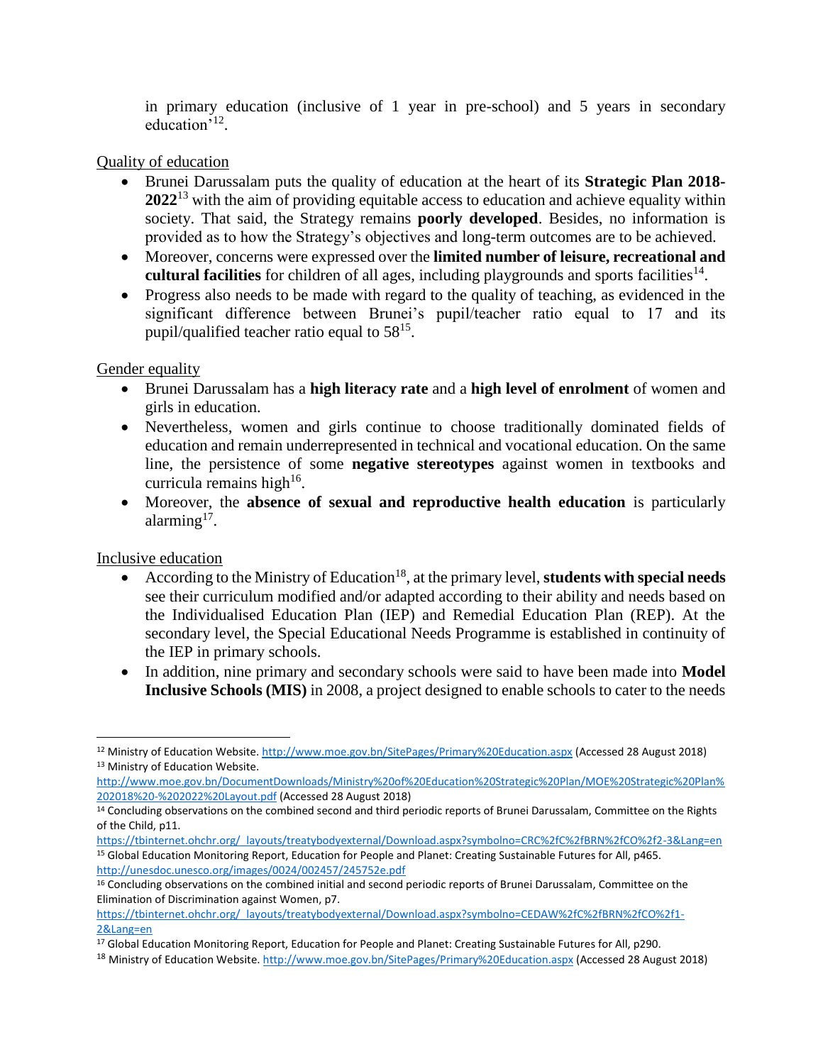in primary education (inclusive of 1 year in pre-school) and 5 years in secondary education'[12].

Quality of education

- Brunei Darussalam puts the quality of education at the heart of its **Strategic Plan 2018-2022**[13] with the aim of providing equitable access to education and achieve equality within society. That said, the Strategy remains **poorly developed**. Besides, no information is provided as to how the Strategy's objectives and long-term outcomes are to be achieved.
- Moreover, concerns were expressed over the **limited number of leisure, recreational and cultural facilities** for children of all ages, including playgrounds and sports facilities[14].
- Progress also needs to be made with regard to the quality of teaching, as evidenced in the significant difference between Brunei's pupil/teacher ratio equal to 17 and its pupil/qualified teacher ratio equal to 58[15].

Gender equality

- Brunei Darussalam has a **high literacy rate** and a **high level of enrolment** of women and girls in education.
- Nevertheless, women and girls continue to choose traditionally dominated fields of education and remain underrepresented in technical and vocational education. On the same line, the persistence of some **negative stereotypes** against women in textbooks and curricula remains high[16].
- Moreover, the **absence of sexual and reproductive health education** is particularly alarming[17].

Inclusive education

- According to the Ministry of Education[18], at the primary level, **students with special needs** see their curriculum modified and/or adapted according to their ability and needs based on the Individualised Education Plan (IEP) and Remedial Education Plan (REP). At the secondary level, the Special Educational Needs Programme is established in continuity of the IEP in primary schools.
- In addition, nine primary and secondary schools were said to have been made into **Model Inclusive Schools (MIS)** in 2008, a project designed to enable schools to cater to the needs

---

[12] Ministry of Education Website. http://www.moe.gov.bn/SitePages/Primary%20Education.aspx (Accessed 28 August 2018)

[13] Ministry of Education Website. http://www.moe.gov.bn/DocumentDownloads/Ministry%20of%20Education%20Strategic%20Plan/MOE%20Strategic%20Plan%202018%20-%202022%20Layout.pdf (Accessed 28 August 2018)

[14] Concluding observations on the combined second and third periodic reports of Brunei Darussalam, Committee on the Rights of the Child, p11. https://tbinternet.ohchr.org/_layouts/treatybodyexternal/Download.aspx?symbolno=CRC%2fC%2fBRN%2fCO%2f2-3&Lang=en

[15] Global Education Monitoring Report, Education for People and Planet: Creating Sustainable Futures for All, p465. http://unesdoc.unesco.org/images/0024/002457/245752e.pdf

[16] Concluding observations on the combined initial and second periodic reports of Brunei Darussalam, Committee on the Elimination of Discrimination against Women, p7. https://tbinternet.ohchr.org/_layouts/treatybodyexternal/Download.aspx?symbolno=CEDAW%2fC%2fBRN%2fCO%2f1-2&Lang=en

[17] Global Education Monitoring Report, Education for People and Planet: Creating Sustainable Futures for All, p290.

[18] Ministry of Education Website. http://www.moe.gov.bn/SitePages/Primary%20Education.aspx (Accessed 28 August 2018)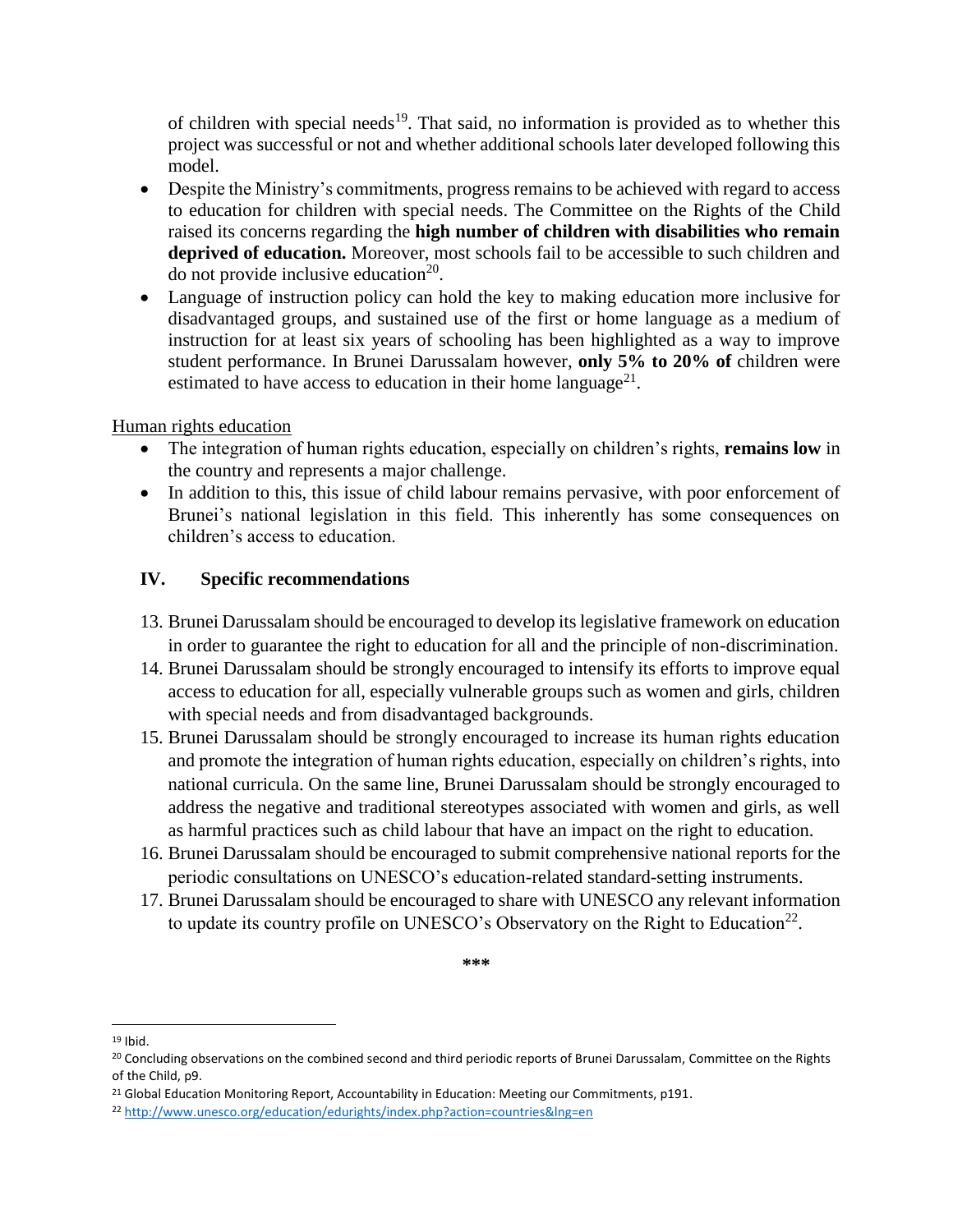of children with special needs[19]. That said, no information is provided as to whether this project was successful or not and whether additional schools later developed following this model.

- Despite the Ministry's commitments, progress remains to be achieved with regard to access to education for children with special needs. The Committee on the Rights of the Child raised its concerns regarding the **high number of children with disabilities who remain deprived of education.** Moreover, most schools fail to be accessible to such children and do not provide inclusive education[20].
- Language of instruction policy can hold the key to making education more inclusive for disadvantaged groups, and sustained use of the first or home language as a medium of instruction for at least six years of schooling has been highlighted as a way to improve student performance. In Brunei Darussalam however, **only 5% to 20% of** children were estimated to have access to education in their home language[21].

<u>Human rights education</u>

- The integration of human rights education, especially on children's rights, **remains low** in the country and represents a major challenge.
- In addition to this, this issue of child labour remains pervasive, with poor enforcement of Brunei's national legislation in this field. This inherently has some consequences on children's access to education.

## IV. Specific recommendations

13. Brunei Darussalam should be encouraged to develop its legislative framework on education in order to guarantee the right to education for all and the principle of non-discrimination.
14. Brunei Darussalam should be strongly encouraged to intensify its efforts to improve equal access to education for all, especially vulnerable groups such as women and girls, children with special needs and from disadvantaged backgrounds.
15. Brunei Darussalam should be strongly encouraged to increase its human rights education and promote the integration of human rights education, especially on children's rights, into national curricula. On the same line, Brunei Darussalam should be strongly encouraged to address the negative and traditional stereotypes associated with women and girls, as well as harmful practices such as child labour that have an impact on the right to education.
16. Brunei Darussalam should be encouraged to submit comprehensive national reports for the periodic consultations on UNESCO's education-related standard-setting instruments.
17. Brunei Darussalam should be encouraged to share with UNESCO any relevant information to update its country profile on UNESCO's Observatory on the Right to Education[22].

***

[19] Ibid.

[20] Concluding observations on the combined second and third periodic reports of Brunei Darussalam, Committee on the Rights of the Child, p9.

[21] Global Education Monitoring Report, Accountability in Education: Meeting our Commitments, p191.

[22] http://www.unesco.org/education/edurights/index.php?action=countries&lng=en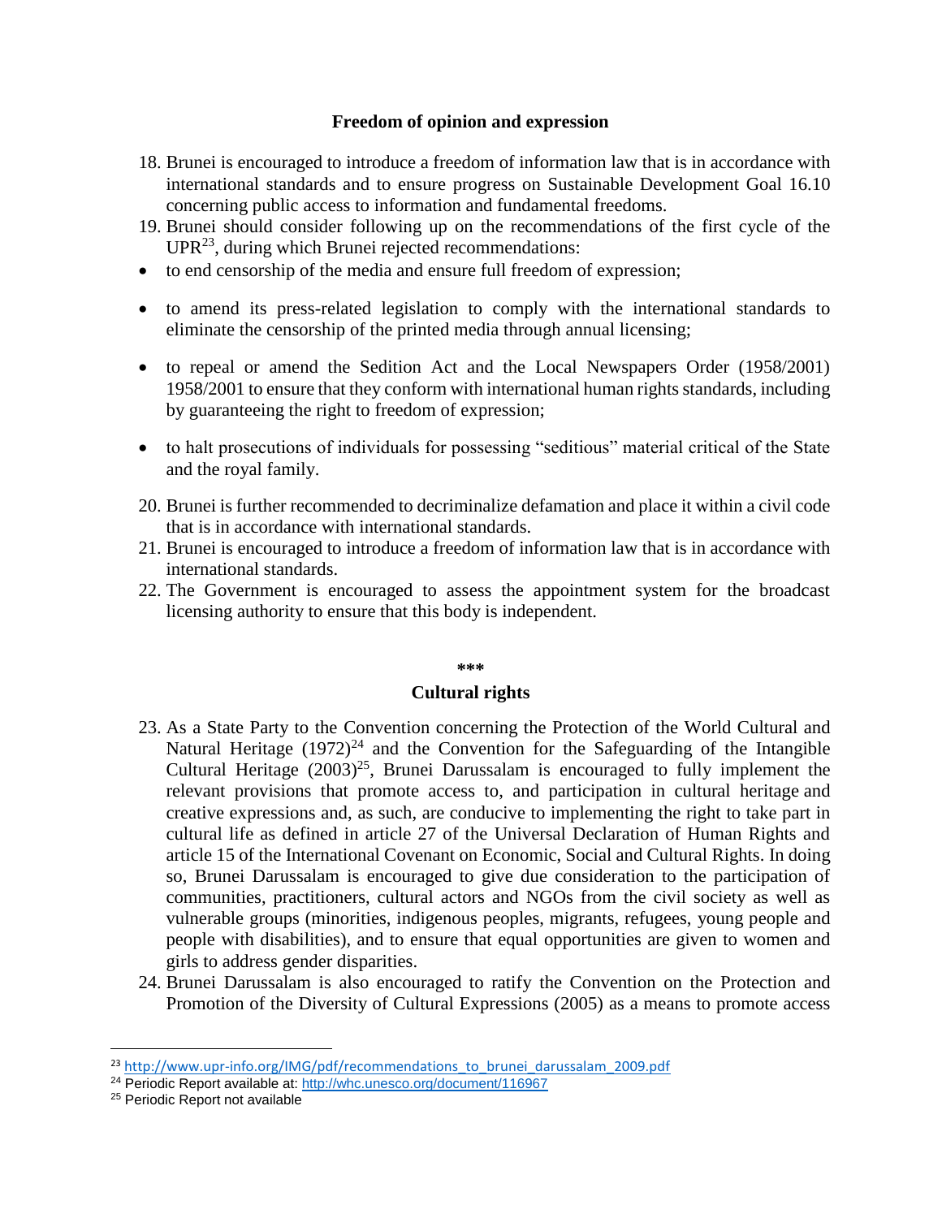## Freedom of opinion and expression

18. Brunei is encouraged to introduce a freedom of information law that is in accordance with international standards and to ensure progress on Sustainable Development Goal 16.10 concerning public access to information and fundamental freedoms.
19. Brunei should consider following up on the recommendations of the first cycle of the UPR[23], during which Brunei rejected recommendations:

- to end censorship of the media and ensure full freedom of expression;
- to amend its press-related legislation to comply with the international standards to eliminate the censorship of the printed media through annual licensing;
- to repeal or amend the Sedition Act and the Local Newspapers Order (1958/2001) 1958/2001 to ensure that they conform with international human rights standards, including by guaranteeing the right to freedom of expression;
- to halt prosecutions of individuals for possessing "seditious" material critical of the State and the royal family.

20. Brunei is further recommended to decriminalize defamation and place it within a civil code that is in accordance with international standards.
21. Brunei is encouraged to introduce a freedom of information law that is in accordance with international standards.
22. The Government is encouraged to assess the appointment system for the broadcast licensing authority to ensure that this body is independent.

***

## Cultural rights

23. As a State Party to the Convention concerning the Protection of the World Cultural and Natural Heritage (1972)[24] and the Convention for the Safeguarding of the Intangible Cultural Heritage (2003)[25], Brunei Darussalam is encouraged to fully implement the relevant provisions that promote access to, and participation in cultural heritage and creative expressions and, as such, are conducive to implementing the right to take part in cultural life as defined in article 27 of the Universal Declaration of Human Rights and article 15 of the International Covenant on Economic, Social and Cultural Rights. In doing so, Brunei Darussalam is encouraged to give due consideration to the participation of communities, practitioners, cultural actors and NGOs from the civil society as well as vulnerable groups (minorities, indigenous peoples, migrants, refugees, young people and people with disabilities), and to ensure that equal opportunities are given to women and girls to address gender disparities.
24. Brunei Darussalam is also encouraged to ratify the Convention on the Protection and Promotion of the Diversity of Cultural Expressions (2005) as a means to promote access

---

[23] http://www.upr-info.org/IMG/pdf/recommendations_to_brunei_darussalam_2009.pdf

[24] Periodic Report available at: http://whc.unesco.org/document/116967

[25] Periodic Report not available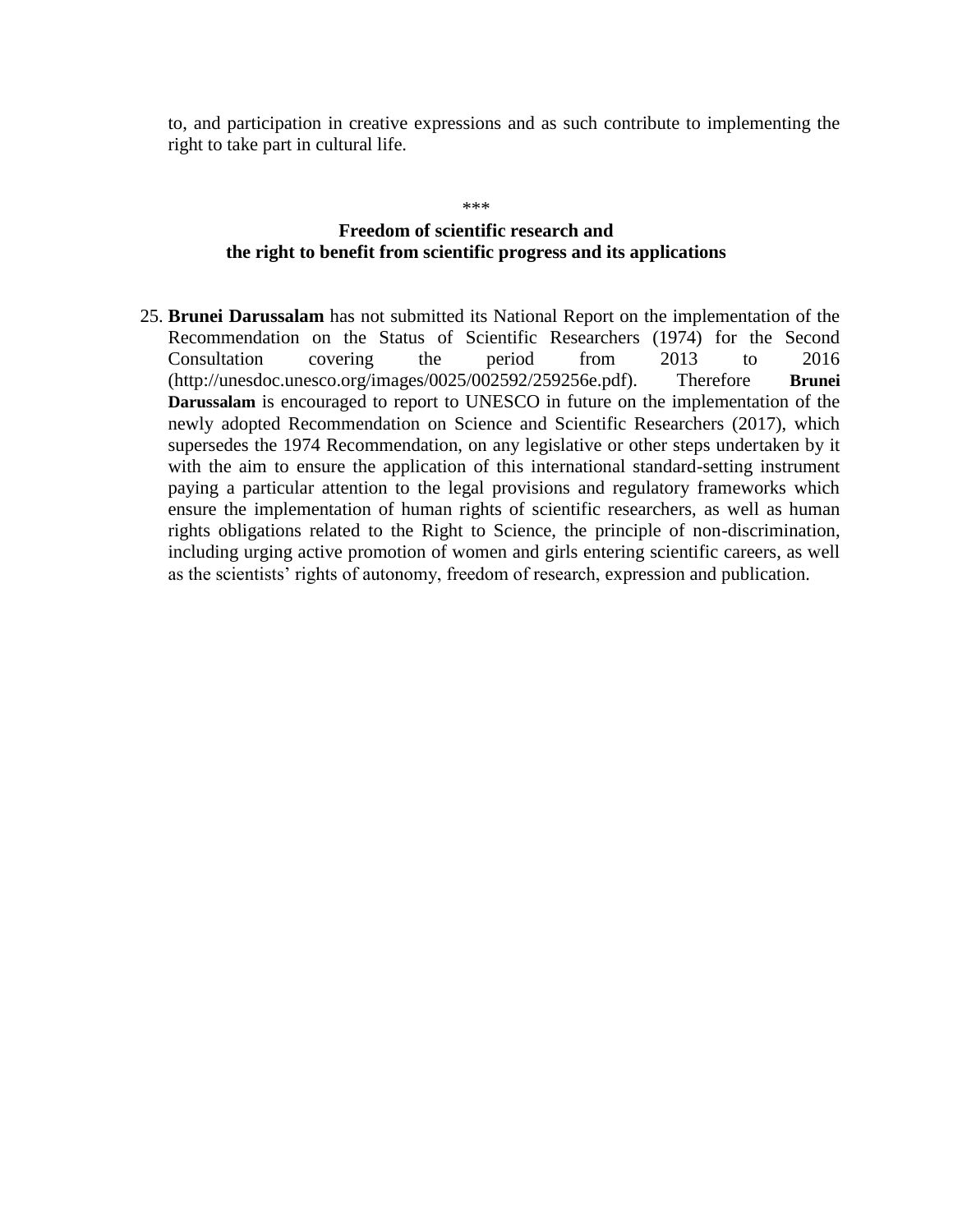to, and participation in creative expressions and as such contribute to implementing the right to take part in cultural life.

***

**Freedom of scientific research and the right to benefit from scientific progress and its applications**

25. **Brunei Darussalam** has not submitted its National Report on the implementation of the Recommendation on the Status of Scientific Researchers (1974) for the Second Consultation covering the period from 2013 to 2016 (http://unesdoc.unesco.org/images/0025/002592/259256e.pdf). Therefore **Brunei Darussalam** is encouraged to report to UNESCO in future on the implementation of the newly adopted Recommendation on Science and Scientific Researchers (2017), which supersedes the 1974 Recommendation, on any legislative or other steps undertaken by it with the aim to ensure the application of this international standard-setting instrument paying a particular attention to the legal provisions and regulatory frameworks which ensure the implementation of human rights of scientific researchers, as well as human rights obligations related to the Right to Science, the principle of non-discrimination, including urging active promotion of women and girls entering scientific careers, as well as the scientists' rights of autonomy, freedom of research, expression and publication.